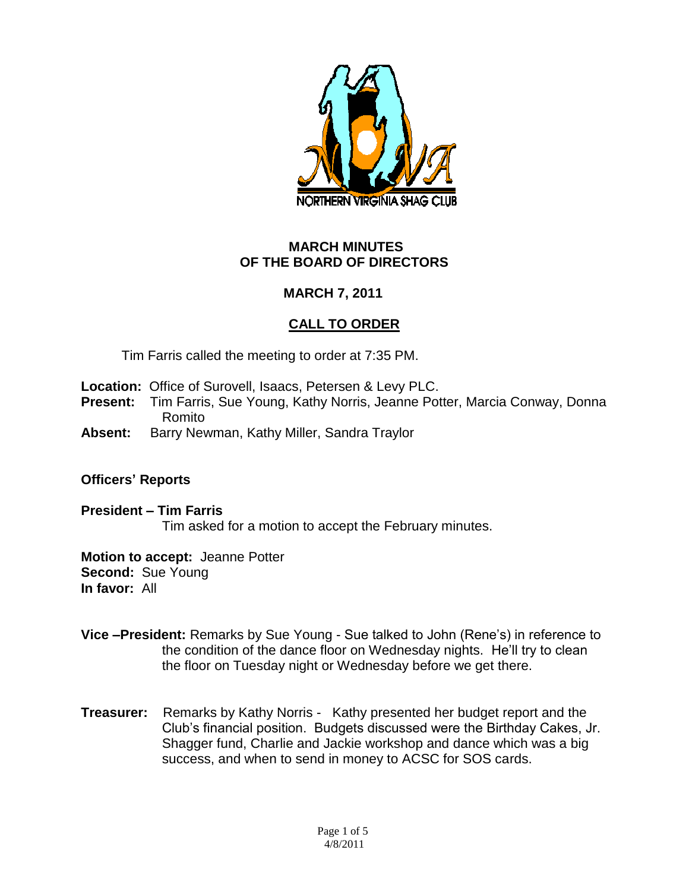NORTHERN VIRGINIA SHAG CLUB

## MARCH MINUTES OF THE BOARD OF DIRECTORS

## MARCH 7, 2011

## CALL TO ORDER

Tim Farris called the meeting to order at 7:35 PM.

**Location:** Office of Surovell, Isaacs, Petersen & Levy PLC.
**Present:** Tim Farris, Sue Young, Kathy Norris, Jeanne Potter, Marcia Conway, Donna Romito
**Absent:** Barry Newman, Kathy Miller, Sandra Traylor

**Officers' Reports**

**President – Tim Farris**
Tim asked for a motion to accept the February minutes.

**Motion to accept:** Jeanne Potter
**Second:** Sue Young
**In favor:** All

**Vice –President:** Remarks by Sue Young - Sue talked to John (Rene's) in reference to the condition of the dance floor on Wednesday nights. He'll try to clean the floor on Tuesday night or Wednesday before we get there.

**Treasurer:** Remarks by Kathy Norris - Kathy presented her budget report and the Club's financial position. Budgets discussed were the Birthday Cakes, Jr. Shagger fund, Charlie and Jackie workshop and dance which was a big success, and when to send in money to ACSC for SOS cards.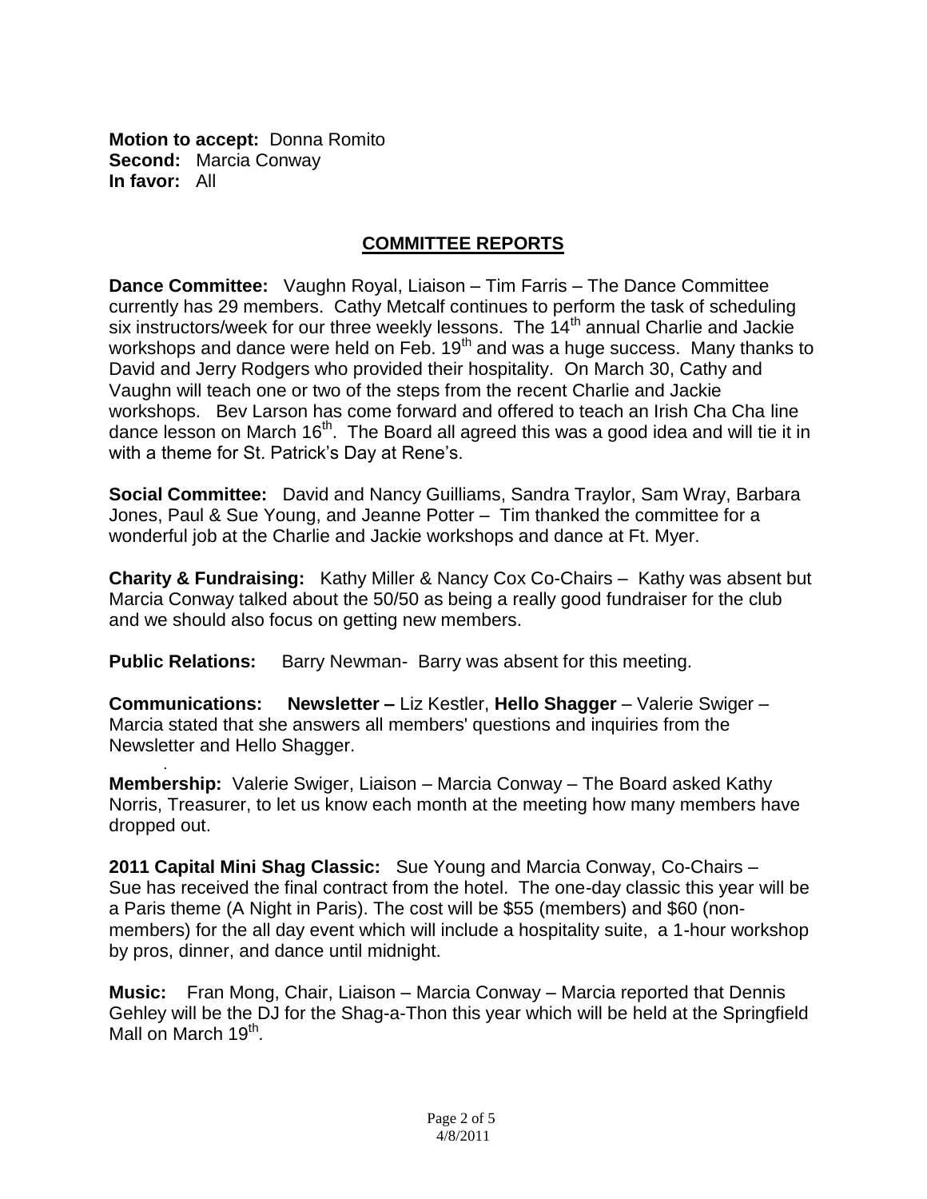**Motion to accept:** Donna Romito
**Second:** Marcia Conway
**In favor:** All

## COMMITTEE REPORTS

**Dance Committee:** Vaughn Royal, Liaison – Tim Farris – The Dance Committee currently has 29 members. Cathy Metcalf continues to perform the task of scheduling six instructors/week for our three weekly lessons. The 14th annual Charlie and Jackie workshops and dance were held on Feb. 19th and was a huge success. Many thanks to David and Jerry Rodgers who provided their hospitality. On March 30, Cathy and Vaughn will teach one or two of the steps from the recent Charlie and Jackie workshops. Bev Larson has come forward and offered to teach an Irish Cha Cha line dance lesson on March 16th. The Board all agreed this was a good idea and will tie it in with a theme for St. Patrick's Day at Rene's.

**Social Committee:** David and Nancy Guilliams, Sandra Traylor, Sam Wray, Barbara Jones, Paul & Sue Young, and Jeanne Potter – Tim thanked the committee for a wonderful job at the Charlie and Jackie workshops and dance at Ft. Myer.

**Charity & Fundraising:** Kathy Miller & Nancy Cox Co-Chairs – Kathy was absent but Marcia Conway talked about the 50/50 as being a really good fundraiser for the club and we should also focus on getting new members.

**Public Relations:** Barry Newman- Barry was absent for this meeting.

**Communications:** **Newsletter –** Liz Kestler, **Hello Shagger** – Valerie Swiger – Marcia stated that she answers all members' questions and inquiries from the Newsletter and Hello Shagger.

**Membership:** Valerie Swiger, Liaison – Marcia Conway – The Board asked Kathy Norris, Treasurer, to let us know each month at the meeting how many members have dropped out.

**2011 Capital Mini Shag Classic:** Sue Young and Marcia Conway, Co-Chairs – Sue has received the final contract from the hotel. The one-day classic this year will be a Paris theme (A Night in Paris). The cost will be $55 (members) and $60 (non-members) for the all day event which will include a hospitality suite, a 1-hour workshop by pros, dinner, and dance until midnight.

**Music:** Fran Mong, Chair, Liaison – Marcia Conway – Marcia reported that Dennis Gehley will be the DJ for the Shag-a-Thon this year which will be held at the Springfield Mall on March 19th.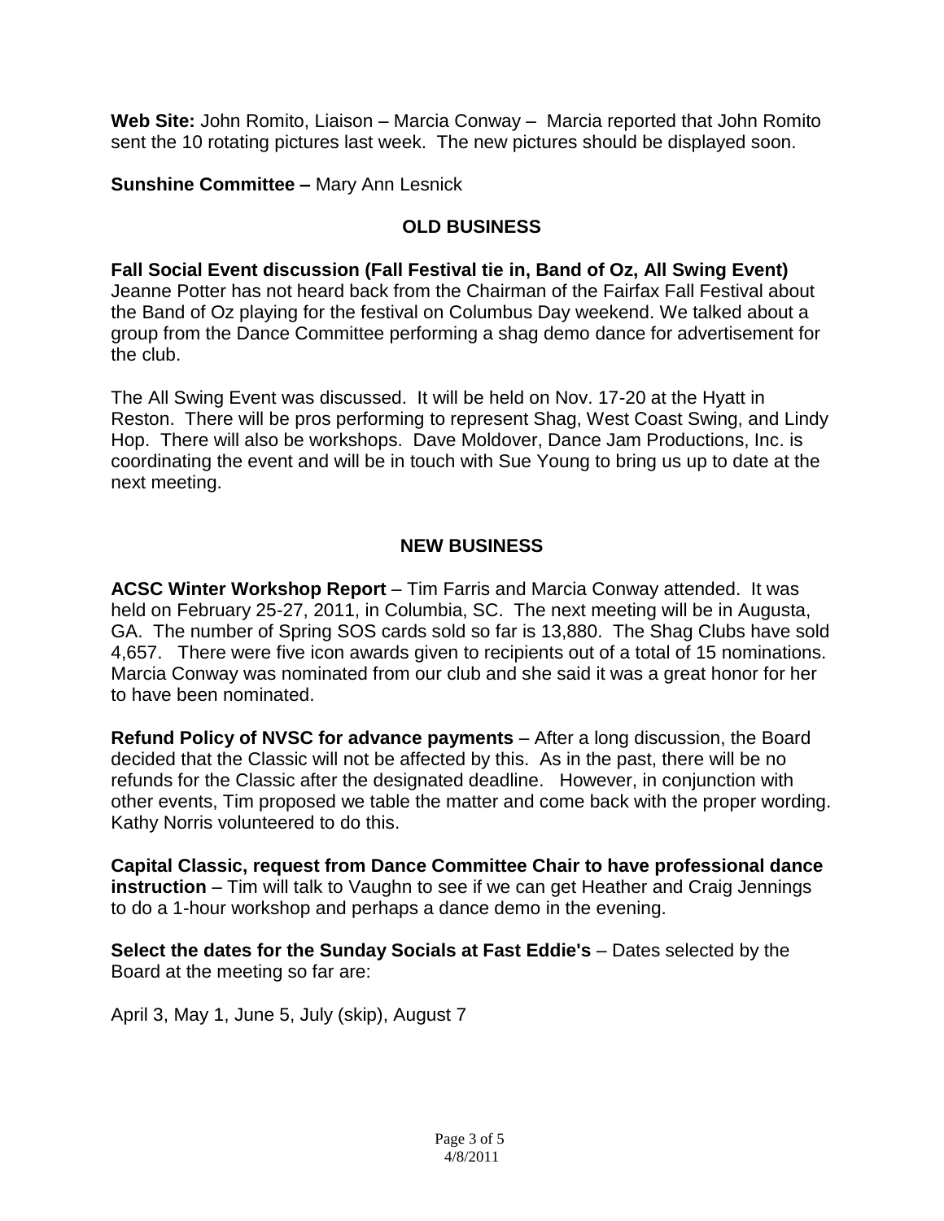**Web Site:** John Romito, Liaison – Marcia Conway – Marcia reported that John Romito sent the 10 rotating pictures last week. The new pictures should be displayed soon.

**Sunshine Committee –** Mary Ann Lesnick

## OLD BUSINESS

**Fall Social Event discussion (Fall Festival tie in, Band of Oz, All Swing Event)**
Jeanne Potter has not heard back from the Chairman of the Fairfax Fall Festival about the Band of Oz playing for the festival on Columbus Day weekend. We talked about a group from the Dance Committee performing a shag demo dance for advertisement for the club.

The All Swing Event was discussed. It will be held on Nov. 17-20 at the Hyatt in Reston. There will be pros performing to represent Shag, West Coast Swing, and Lindy Hop. There will also be workshops. Dave Moldover, Dance Jam Productions, Inc. is coordinating the event and will be in touch with Sue Young to bring us up to date at the next meeting.

## NEW BUSINESS

**ACSC Winter Workshop Report** – Tim Farris and Marcia Conway attended. It was held on February 25-27, 2011, in Columbia, SC. The next meeting will be in Augusta, GA. The number of Spring SOS cards sold so far is 13,880. The Shag Clubs have sold 4,657. There were five icon awards given to recipients out of a total of 15 nominations. Marcia Conway was nominated from our club and she said it was a great honor for her to have been nominated.

**Refund Policy of NVSC for advance payments** – After a long discussion, the Board decided that the Classic will not be affected by this. As in the past, there will be no refunds for the Classic after the designated deadline. However, in conjunction with other events, Tim proposed we table the matter and come back with the proper wording. Kathy Norris volunteered to do this.

**Capital Classic, request from Dance Committee Chair to have professional dance instruction** – Tim will talk to Vaughn to see if we can get Heather and Craig Jennings to do a 1-hour workshop and perhaps a dance demo in the evening.

**Select the dates for the Sunday Socials at Fast Eddie's** – Dates selected by the Board at the meeting so far are:

April 3, May 1, June 5, July (skip), August 7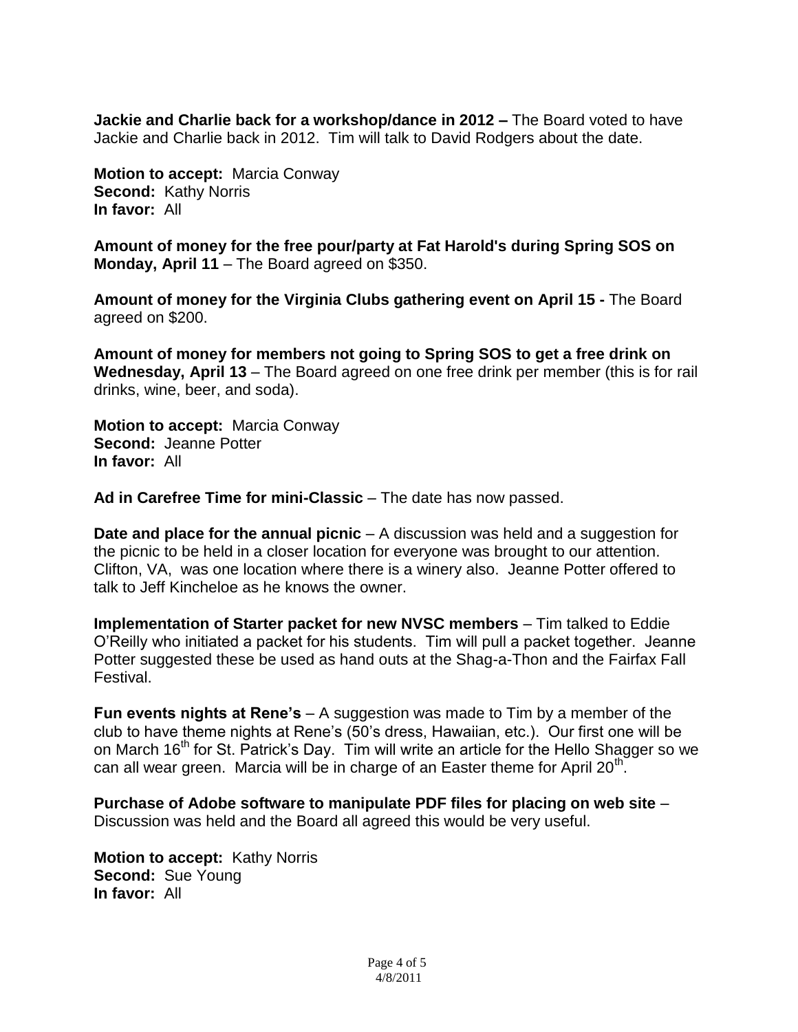**Jackie and Charlie back for a workshop/dance in 2012 –** The Board voted to have Jackie and Charlie back in 2012. Tim will talk to David Rodgers about the date.

**Motion to accept:** Marcia Conway
**Second:** Kathy Norris
**In favor:** All

**Amount of money for the free pour/party at Fat Harold's during Spring SOS on Monday, April 11** – The Board agreed on $350.

**Amount of money for the Virginia Clubs gathering event on April 15 -** The Board agreed on $200.

**Amount of money for members not going to Spring SOS to get a free drink on Wednesday, April 13** – The Board agreed on one free drink per member (this is for rail drinks, wine, beer, and soda).

**Motion to accept:** Marcia Conway
**Second:** Jeanne Potter
**In favor:** All

**Ad in Carefree Time for mini-Classic** – The date has now passed.

**Date and place for the annual picnic** – A discussion was held and a suggestion for the picnic to be held in a closer location for everyone was brought to our attention. Clifton, VA, was one location where there is a winery also. Jeanne Potter offered to talk to Jeff Kincheloe as he knows the owner.

**Implementation of Starter packet for new NVSC members** – Tim talked to Eddie O'Reilly who initiated a packet for his students. Tim will pull a packet together. Jeanne Potter suggested these be used as hand outs at the Shag-a-Thon and the Fairfax Fall Festival.

**Fun events nights at Rene's** – A suggestion was made to Tim by a member of the club to have theme nights at Rene's (50's dress, Hawaiian, etc.). Our first one will be on March 16th for St. Patrick's Day. Tim will write an article for the Hello Shagger so we can all wear green. Marcia will be in charge of an Easter theme for April 20th.

**Purchase of Adobe software to manipulate PDF files for placing on web site** – Discussion was held and the Board all agreed this would be very useful.

**Motion to accept:** Kathy Norris
**Second:** Sue Young
**In favor:** All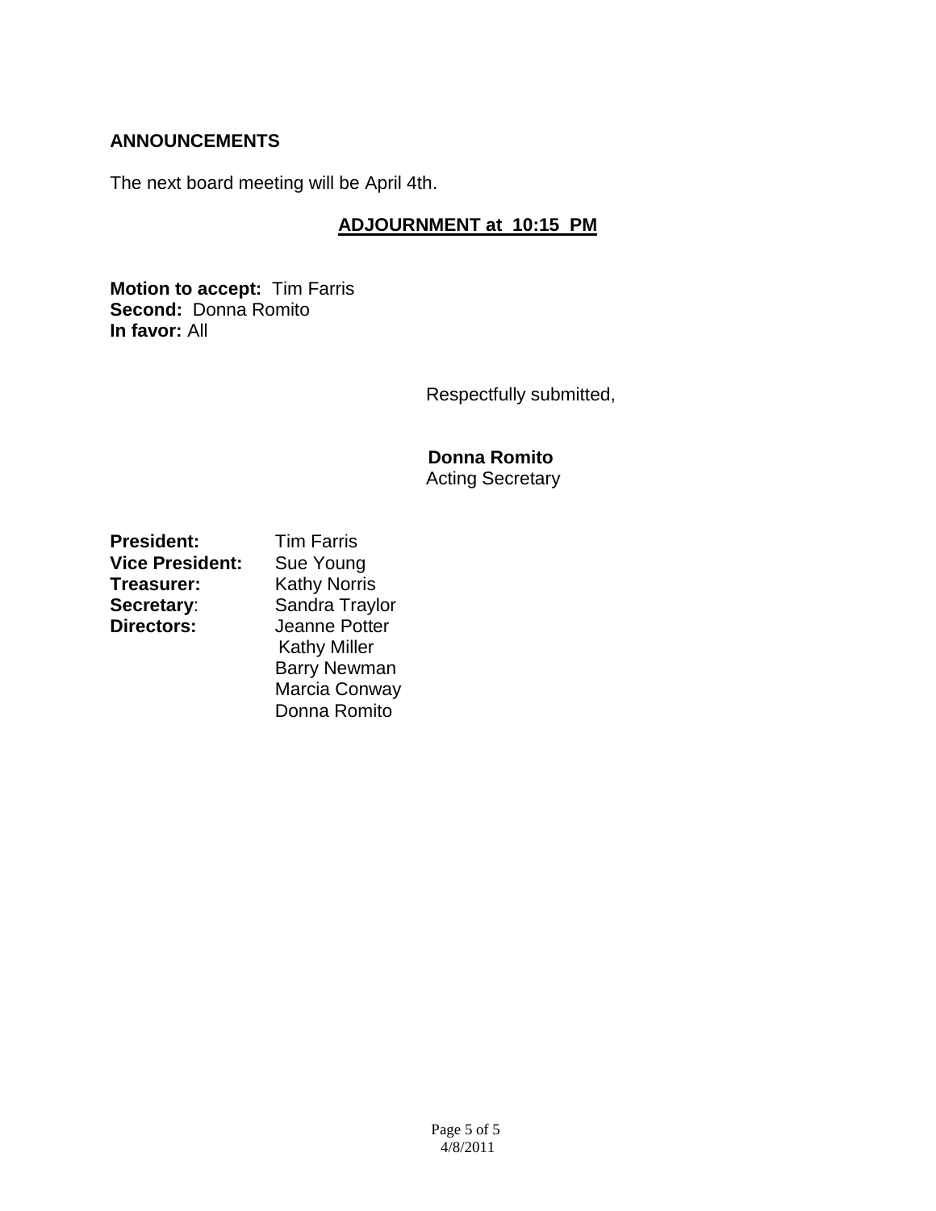## ANNOUNCEMENTS

The next board meeting will be April 4th.

## ADJOURNMENT at 10:15 PM

**Motion to accept:** Tim Farris
**Second:** Donna Romito
**In favor:** All

Respectfully submitted,

**Donna Romito**
Acting Secretary

| | |
|---|---|
| **President:** | Tim Farris |
| **Vice President:** | Sue Young |
| **Treasurer:** | Kathy Norris |
| **Secretary**: | Sandra Traylor |
| **Directors:** | Jeanne Potter |
| | Kathy Miller |
| | Barry Newman |
| | Marcia Conway |
| | Donna Romito |

4/8/2011